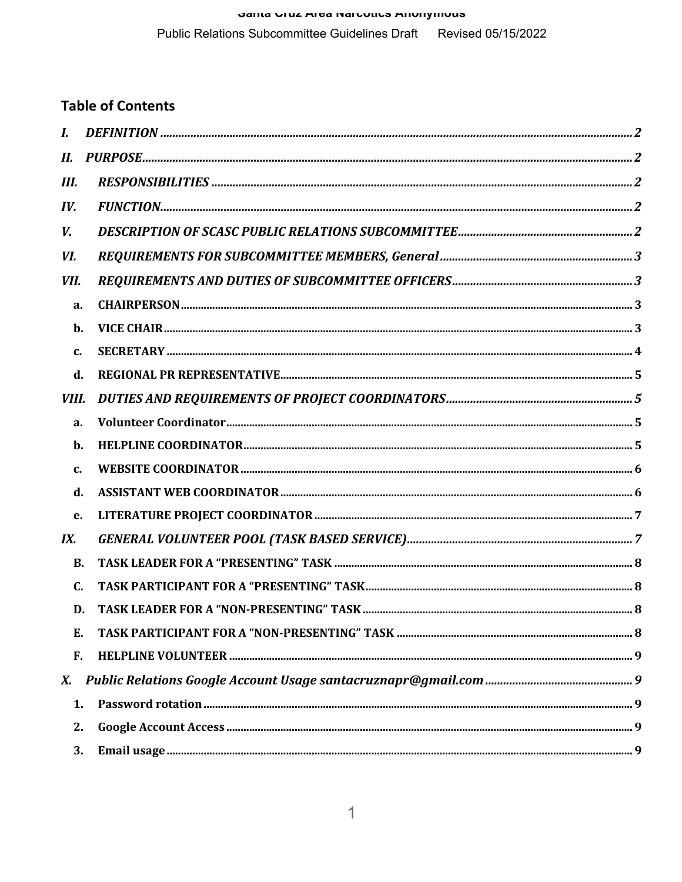## Table of Contents

*I. DEFINITION* ........ 2

*II. PURPOSE* ........ 2

*III. RESPONSIBILITIES* ........ 2

*IV. FUNCTION* ........ 2

*V. DESCRIPTION OF SCASC PUBLIC RELATIONS SUBCOMMITTEE* ........ 2

*VI. REQUIREMENTS FOR SUBCOMMITTEE MEMBERS, General* ........ 3

*VII. REQUIREMENTS AND DUTIES OF SUBCOMMITTEE OFFICERS* ........ 3

- **a. CHAIRPERSON** ........ 3
- **b. VICE CHAIR** ........ 3
- **c. SECRETARY** ........ 4
- **d. REGIONAL PR REPRESENTATIVE** ........ 5

*VIII. DUTIES AND REQUIREMENTS OF PROJECT COORDINATORS* ........ 5

- **a. Volunteer Coordinator** ........ 5
- **b. HELPLINE COORDINATOR** ........ 5
- **c. WEBSITE COORDINATOR** ........ 6
- **d. ASSISTANT WEB COORDINATOR** ........ 6
- **e. LITERATURE PROJECT COORDINATOR** ........ 7

*IX. GENERAL VOLUNTEER POOL (TASK BASED SERVICE)* ........ 7

- **B. TASK LEADER FOR A “PRESENTING” TASK** ........ 8
- **C. TASK PARTICIPANT FOR A “PRESENTING” TASK** ........ 8
- **D. TASK LEADER FOR A “NON-PRESENTING” TASK** ........ 8
- **E. TASK PARTICIPANT FOR A “NON-PRESENTING” TASK** ........ 8
- **F. HELPLINE VOLUNTEER** ........ 9

*X. Public Relations Google Account Usage santacruznapr@gmail.com* ........ 9

- **1. Password rotation** ........ 9
- **2. Google Account Access** ........ 9
- **3. Email usage** ........ 9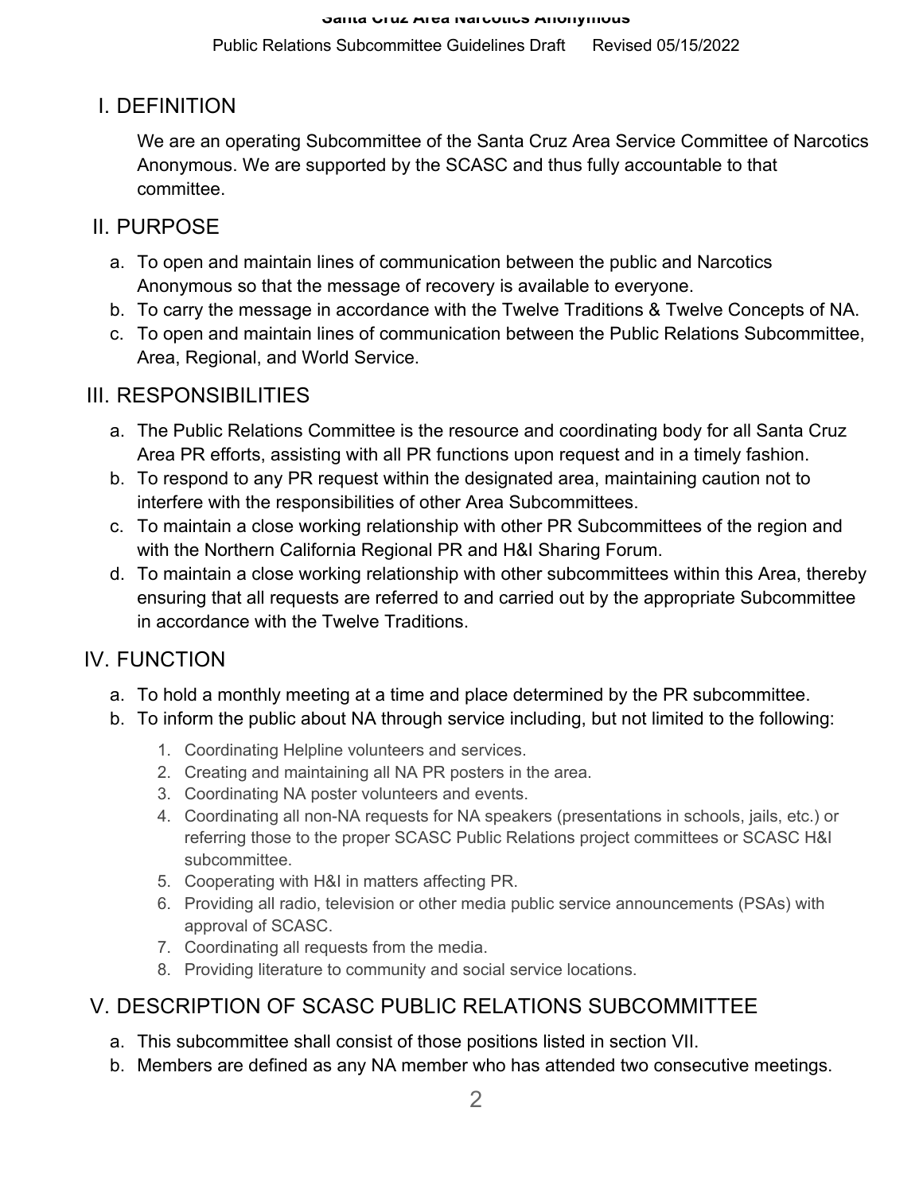## I. DEFINITION

We are an operating Subcommittee of the Santa Cruz Area Service Committee of Narcotics Anonymous. We are supported by the SCASC and thus fully accountable to that committee.

## II. PURPOSE

a. To open and maintain lines of communication between the public and Narcotics Anonymous so that the message of recovery is available to everyone.
b. To carry the message in accordance with the Twelve Traditions & Twelve Concepts of NA.
c. To open and maintain lines of communication between the Public Relations Subcommittee, Area, Regional, and World Service.

## III. RESPONSIBILITIES

a. The Public Relations Committee is the resource and coordinating body for all Santa Cruz Area PR efforts, assisting with all PR functions upon request and in a timely fashion.
b. To respond to any PR request within the designated area, maintaining caution not to interfere with the responsibilities of other Area Subcommittees.
c. To maintain a close working relationship with other PR Subcommittees of the region and with the Northern California Regional PR and H&I Sharing Forum.
d. To maintain a close working relationship with other subcommittees within this Area, thereby ensuring that all requests are referred to and carried out by the appropriate Subcommittee in accordance with the Twelve Traditions.

## IV. FUNCTION

a. To hold a monthly meeting at a time and place determined by the PR subcommittee.
b. To inform the public about NA through service including, but not limited to the following:
    1. Coordinating Helpline volunteers and services.
    2. Creating and maintaining all NA PR posters in the area.
    3. Coordinating NA poster volunteers and events.
    4. Coordinating all non-NA requests for NA speakers (presentations in schools, jails, etc.) or referring those to the proper SCASC Public Relations project committees or SCASC H&I subcommittee.
    5. Cooperating with H&I in matters affecting PR.
    6. Providing all radio, television or other media public service announcements (PSAs) with approval of SCASC.
    7. Coordinating all requests from the media.
    8. Providing literature to community and social service locations.

## V. DESCRIPTION OF SCASC PUBLIC RELATIONS SUBCOMMITTEE

a. This subcommittee shall consist of those positions listed in section VII.
b. Members are defined as any NA member who has attended two consecutive meetings.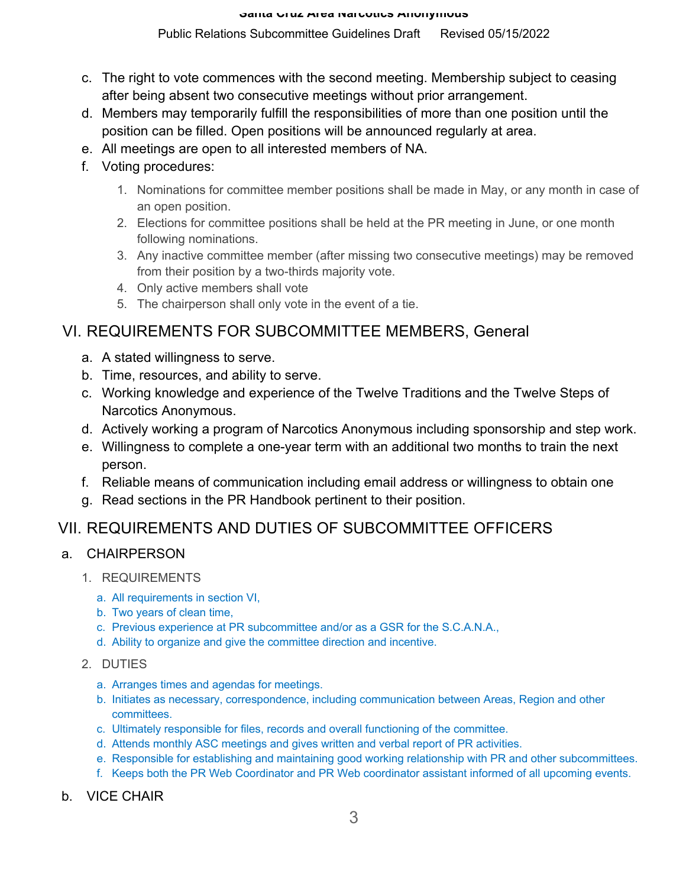c. The right to vote commences with the second meeting. Membership subject to ceasing after being absent two consecutive meetings without prior arrangement.
d. Members may temporarily fulfill the responsibilities of more than one position until the position can be filled. Open positions will be announced regularly at area.
e. All meetings are open to all interested members of NA.
f. Voting procedures:
    1. Nominations for committee member positions shall be made in May, or any month in case of an open position.
    2. Elections for committee positions shall be held at the PR meeting in June, or one month following nominations.
    3. Any inactive committee member (after missing two consecutive meetings) may be removed from their position by a two-thirds majority vote.
    4. Only active members shall vote
    5. The chairperson shall only vote in the event of a tie.

## VI. REQUIREMENTS FOR SUBCOMMITTEE MEMBERS, General

a. A stated willingness to serve.
b. Time, resources, and ability to serve.
c. Working knowledge and experience of the Twelve Traditions and the Twelve Steps of Narcotics Anonymous.
d. Actively working a program of Narcotics Anonymous including sponsorship and step work.
e. Willingness to complete a one-year term with an additional two months to train the next person.
f. Reliable means of communication including email address or willingness to obtain one
g. Read sections in the PR Handbook pertinent to their position.

## VII. REQUIREMENTS AND DUTIES OF SUBCOMMITTEE OFFICERS

### a. CHAIRPERSON

1. REQUIREMENTS
    a. All requirements in section VI,
    b. Two years of clean time,
    c. Previous experience at PR subcommittee and/or as a GSR for the S.C.A.N.A.,
    d. Ability to organize and give the committee direction and incentive.
2. DUTIES
    a. Arranges times and agendas for meetings.
    b. Initiates as necessary, correspondence, including communication between Areas, Region and other committees.
    c. Ultimately responsible for files, records and overall functioning of the committee.
    d. Attends monthly ASC meetings and gives written and verbal report of PR activities.
    e. Responsible for establishing and maintaining good working relationship with PR and other subcommittees.
    f. Keeps both the PR Web Coordinator and PR Web coordinator assistant informed of all upcoming events.

### b. VICE CHAIR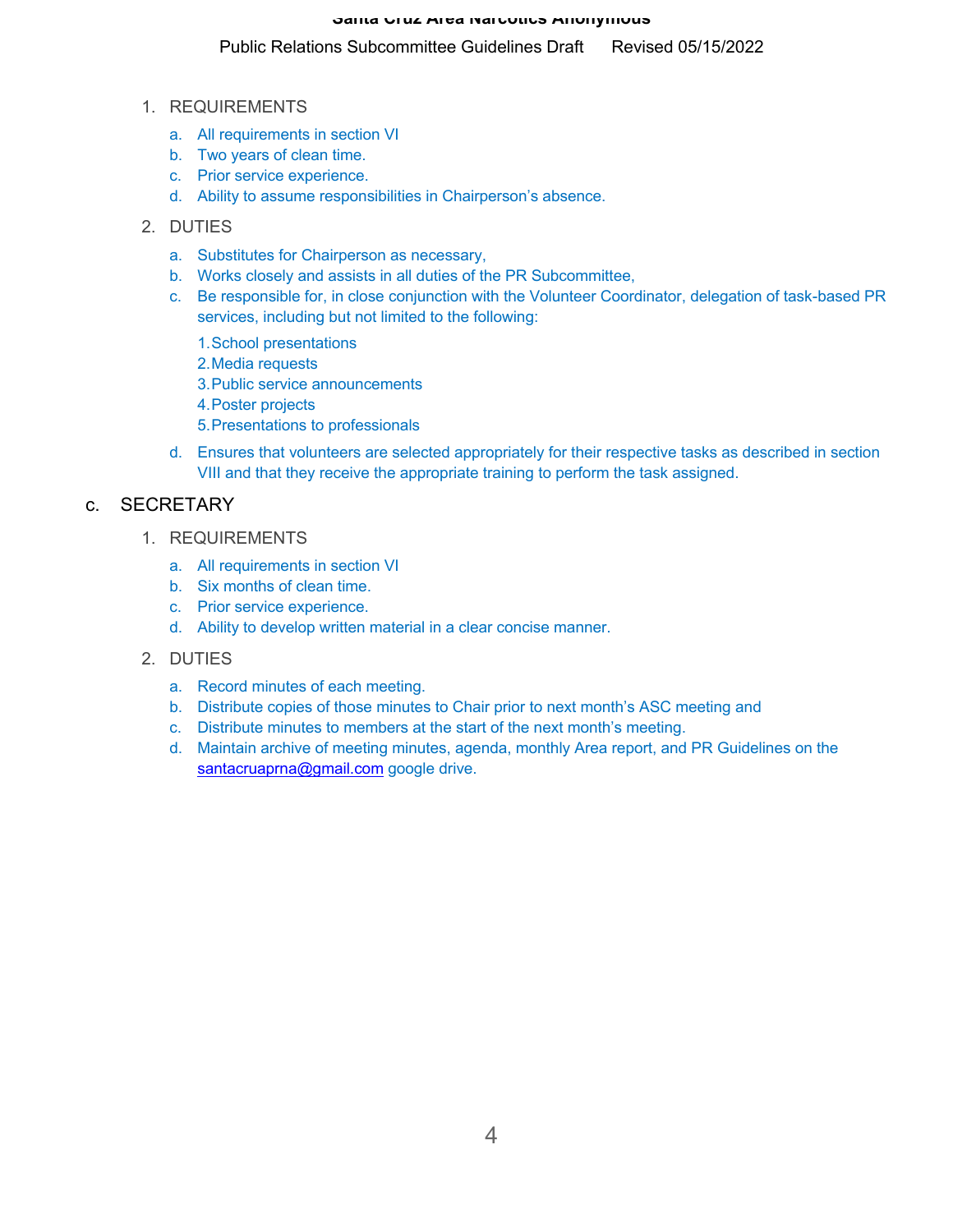1. REQUIREMENTS
   a. All requirements in section VI
   b. Two years of clean time.
   c. Prior service experience.
   d. Ability to assume responsibilities in Chairperson's absence.

2. DUTIES
   a. Substitutes for Chairperson as necessary,
   b. Works closely and assists in all duties of the PR Subcommittee,
   c. Be responsible for, in close conjunction with the Volunteer Coordinator, delegation of task-based PR services, including but not limited to the following:
      1. School presentations
      2. Media requests
      3. Public service announcements
      4. Poster projects
      5. Presentations to professionals
   d. Ensures that volunteers are selected appropriately for their respective tasks as described in section VIII and that they receive the appropriate training to perform the task assigned.

## c. SECRETARY

1. REQUIREMENTS
   a. All requirements in section VI
   b. Six months of clean time.
   c. Prior service experience.
   d. Ability to develop written material in a clear concise manner.

2. DUTIES
   a. Record minutes of each meeting.
   b. Distribute copies of those minutes to Chair prior to next month's ASC meeting and
   c. Distribute minutes to members at the start of the next month's meeting.
   d. Maintain archive of meeting minutes, agenda, monthly Area report, and PR Guidelines on the santacruaprna@gmail.com google drive.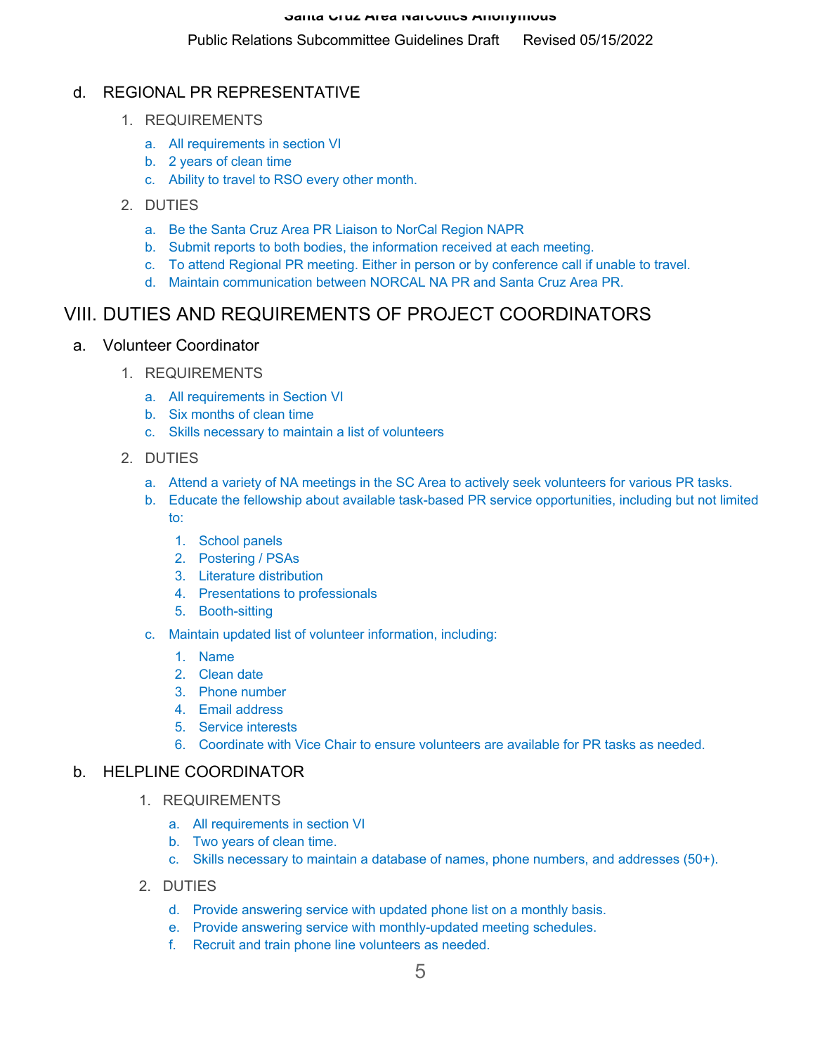d. REGIONAL PR REPRESENTATIVE

1. REQUIREMENTS

    a. All requirements in section VI
    b. 2 years of clean time
    c. Ability to travel to RSO every other month.

2. DUTIES

    a. Be the Santa Cruz Area PR Liaison to NorCal Region NAPR
    b. Submit reports to both bodies, the information received at each meeting.
    c. To attend Regional PR meeting. Either in person or by conference call if unable to travel.
    d. Maintain communication between NORCAL NA PR and Santa Cruz Area PR.

## VIII. DUTIES AND REQUIREMENTS OF PROJECT COORDINATORS

a. Volunteer Coordinator

1. REQUIREMENTS

    a. All requirements in Section VI
    b. Six months of clean time
    c. Skills necessary to maintain a list of volunteers

2. DUTIES

    a. Attend a variety of NA meetings in the SC Area to actively seek volunteers for various PR tasks.
    b. Educate the fellowship about available task-based PR service opportunities, including but not limited to:
        1. School panels
        2. Postering / PSAs
        3. Literature distribution
        4. Presentations to professionals
        5. Booth-sitting
    c. Maintain updated list of volunteer information, including:
        1. Name
        2. Clean date
        3. Phone number
        4. Email address
        5. Service interests
        6. Coordinate with Vice Chair to ensure volunteers are available for PR tasks as needed.

b. HELPLINE COORDINATOR

1. REQUIREMENTS

    a. All requirements in section VI
    b. Two years of clean time.
    c. Skills necessary to maintain a database of names, phone numbers, and addresses (50+).

2. DUTIES

    d. Provide answering service with updated phone list on a monthly basis.
    e. Provide answering service with monthly-updated meeting schedules.
    f. Recruit and train phone line volunteers as needed.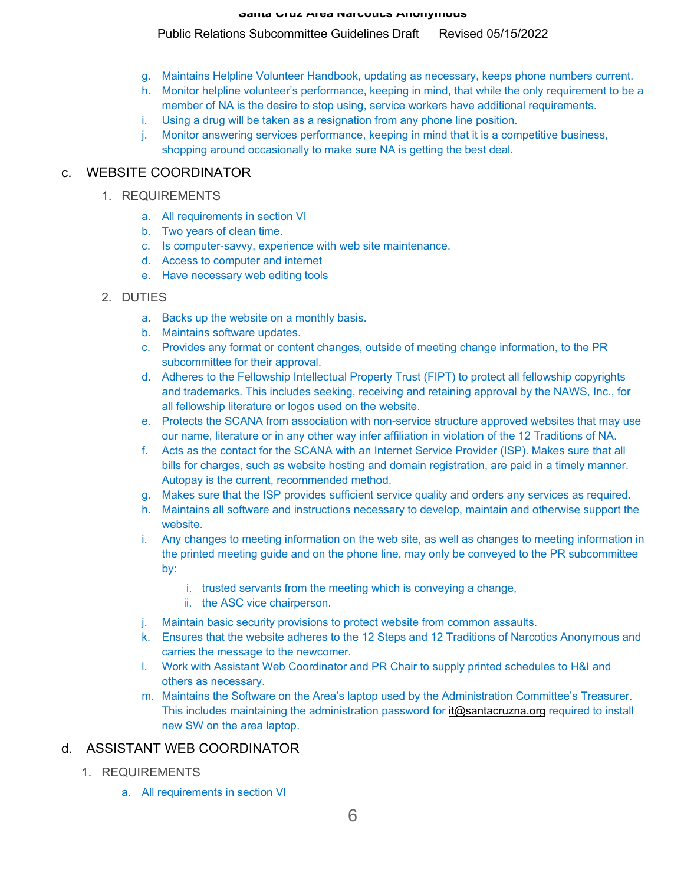g. Maintains Helpline Volunteer Handbook, updating as necessary, keeps phone numbers current.
h. Monitor helpline volunteer's performance, keeping in mind, that while the only requirement to be a member of NA is the desire to stop using, service workers have additional requirements.
i. Using a drug will be taken as a resignation from any phone line position.
j. Monitor answering services performance, keeping in mind that it is a competitive business, shopping around occasionally to make sure NA is getting the best deal.

## c. WEBSITE COORDINATOR

1. REQUIREMENTS
    a. All requirements in section VI
    b. Two years of clean time.
    c. Is computer-savvy, experience with web site maintenance.
    d. Access to computer and internet
    e. Have necessary web editing tools
2. DUTIES
    a. Backs up the website on a monthly basis.
    b. Maintains software updates.
    c. Provides any format or content changes, outside of meeting change information, to the PR subcommittee for their approval.
    d. Adheres to the Fellowship Intellectual Property Trust (FIPT) to protect all fellowship copyrights and trademarks. This includes seeking, receiving and retaining approval by the NAWS, Inc., for all fellowship literature or logos used on the website.
    e. Protects the SCANA from association with non-service structure approved websites that may use our name, literature or in any other way infer affiliation in violation of the 12 Traditions of NA.
    f. Acts as the contact for the SCANA with an Internet Service Provider (ISP). Makes sure that all bills for charges, such as website hosting and domain registration, are paid in a timely manner. Autopay is the current, recommended method.
    g. Makes sure that the ISP provides sufficient service quality and orders any services as required.
    h. Maintains all software and instructions necessary to develop, maintain and otherwise support the website.
    i. Any changes to meeting information on the web site, as well as changes to meeting information in the printed meeting guide and on the phone line, may only be conveyed to the PR subcommittee by:
        i. trusted servants from the meeting which is conveying a change,
        ii. the ASC vice chairperson.
    j. Maintain basic security provisions to protect website from common assaults.
    k. Ensures that the website adheres to the 12 Steps and 12 Traditions of Narcotics Anonymous and carries the message to the newcomer.
    l. Work with Assistant Web Coordinator and PR Chair to supply printed schedules to H&I and others as necessary.
    m. Maintains the Software on the Area's laptop used by the Administration Committee's Treasurer. This includes maintaining the administration password for it@santacruzna.org required to install new SW on the area laptop.

## d. ASSISTANT WEB COORDINATOR

1. REQUIREMENTS
    a. All requirements in section VI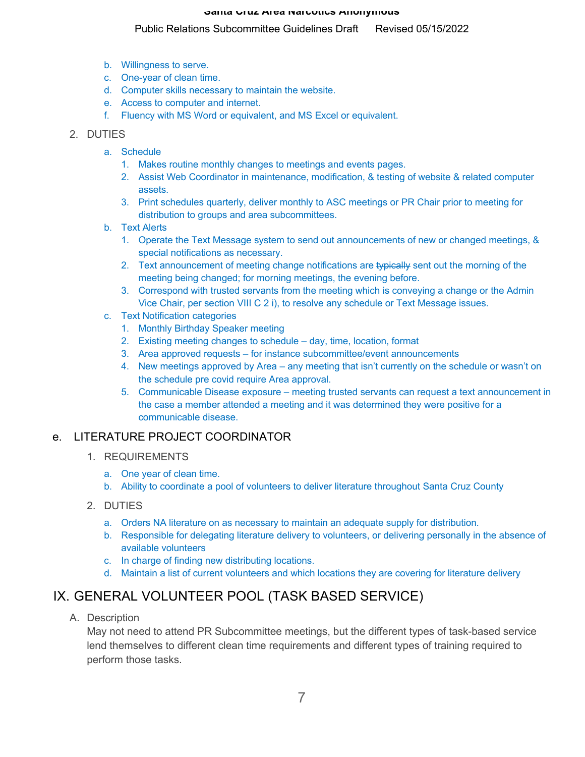b. Willingness to serve.
c. One-year of clean time.
d. Computer skills necessary to maintain the website.
e. Access to computer and internet.
f. Fluency with MS Word or equivalent, and MS Excel or equivalent.

2. DUTIES
   a. Schedule
      1. Makes routine monthly changes to meetings and events pages.
      2. Assist Web Coordinator in maintenance, modification, & testing of website & related computer assets.
      3. Print schedules quarterly, deliver monthly to ASC meetings or PR Chair prior to meeting for distribution to groups and area subcommittees.
   b. Text Alerts
      1. Operate the Text Message system to send out announcements of new or changed meetings, & special notifications as necessary.
      2. Text announcement of meeting change notifications are ~~typically~~ sent out the morning of the meeting being changed; for morning meetings, the evening before.
      3. Correspond with trusted servants from the meeting which is conveying a change or the Admin Vice Chair, per section VIII C 2 i), to resolve any schedule or Text Message issues.
   c. Text Notification categories
      1. Monthly Birthday Speaker meeting
      2. Existing meeting changes to schedule – day, time, location, format
      3. Area approved requests – for instance subcommittee/event announcements
      4. New meetings approved by Area – any meeting that isn't currently on the schedule or wasn't on the schedule pre covid require Area approval.
      5. Communicable Disease exposure – meeting trusted servants can request a text announcement in the case a member attended a meeting and it was determined they were positive for a communicable disease.

### e. LITERATURE PROJECT COORDINATOR

1. REQUIREMENTS
   a. One year of clean time.
   b. Ability to coordinate a pool of volunteers to deliver literature throughout Santa Cruz County

2. DUTIES
   a. Orders NA literature on as necessary to maintain an adequate supply for distribution.
   b. Responsible for delegating literature delivery to volunteers, or delivering personally in the absence of available volunteers
   c. In charge of finding new distributing locations.
   d. Maintain a list of current volunteers and which locations they are covering for literature delivery

## IX. GENERAL VOLUNTEER POOL (TASK BASED SERVICE)

A. Description

May not need to attend PR Subcommittee meetings, but the different types of task-based service lend themselves to different clean time requirements and different types of training required to perform those tasks.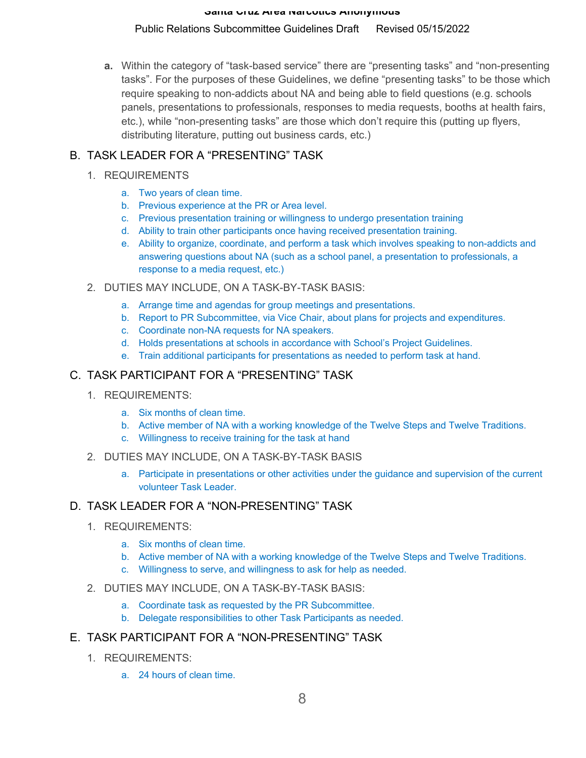a. Within the category of "task-based service" there are "presenting tasks" and "non-presenting tasks". For the purposes of these Guidelines, we define "presenting tasks" to be those which require speaking to non-addicts about NA and being able to field questions (e.g. schools panels, presentations to professionals, responses to media requests, booths at health fairs, etc.), while "non-presenting tasks" are those which don't require this (putting up flyers, distributing literature, putting out business cards, etc.)

## B. TASK LEADER FOR A "PRESENTING" TASK

1. REQUIREMENTS
   a. Two years of clean time.
   b. Previous experience at the PR or Area level.
   c. Previous presentation training or willingness to undergo presentation training
   d. Ability to train other participants once having received presentation training.
   e. Ability to organize, coordinate, and perform a task which involves speaking to non-addicts and answering questions about NA (such as a school panel, a presentation to professionals, a response to a media request, etc.)
2. DUTIES MAY INCLUDE, ON A TASK-BY-TASK BASIS:
   a. Arrange time and agendas for group meetings and presentations.
   b. Report to PR Subcommittee, via Vice Chair, about plans for projects and expenditures.
   c. Coordinate non-NA requests for NA speakers.
   d. Holds presentations at schools in accordance with School's Project Guidelines.
   e. Train additional participants for presentations as needed to perform task at hand.

## C. TASK PARTICIPANT FOR A "PRESENTING" TASK

1. REQUIREMENTS:
   a. Six months of clean time.
   b. Active member of NA with a working knowledge of the Twelve Steps and Twelve Traditions.
   c. Willingness to receive training for the task at hand
2. DUTIES MAY INCLUDE, ON A TASK-BY-TASK BASIS
   a. Participate in presentations or other activities under the guidance and supervision of the current volunteer Task Leader.

## D. TASK LEADER FOR A "NON-PRESENTING" TASK

1. REQUIREMENTS:
   a. Six months of clean time.
   b. Active member of NA with a working knowledge of the Twelve Steps and Twelve Traditions.
   c. Willingness to serve, and willingness to ask for help as needed.
2. DUTIES MAY INCLUDE, ON A TASK-BY-TASK BASIS:
   a. Coordinate task as requested by the PR Subcommittee.
   b. Delegate responsibilities to other Task Participants as needed.

## E. TASK PARTICIPANT FOR A "NON-PRESENTING" TASK

1. REQUIREMENTS:
   a. 24 hours of clean time.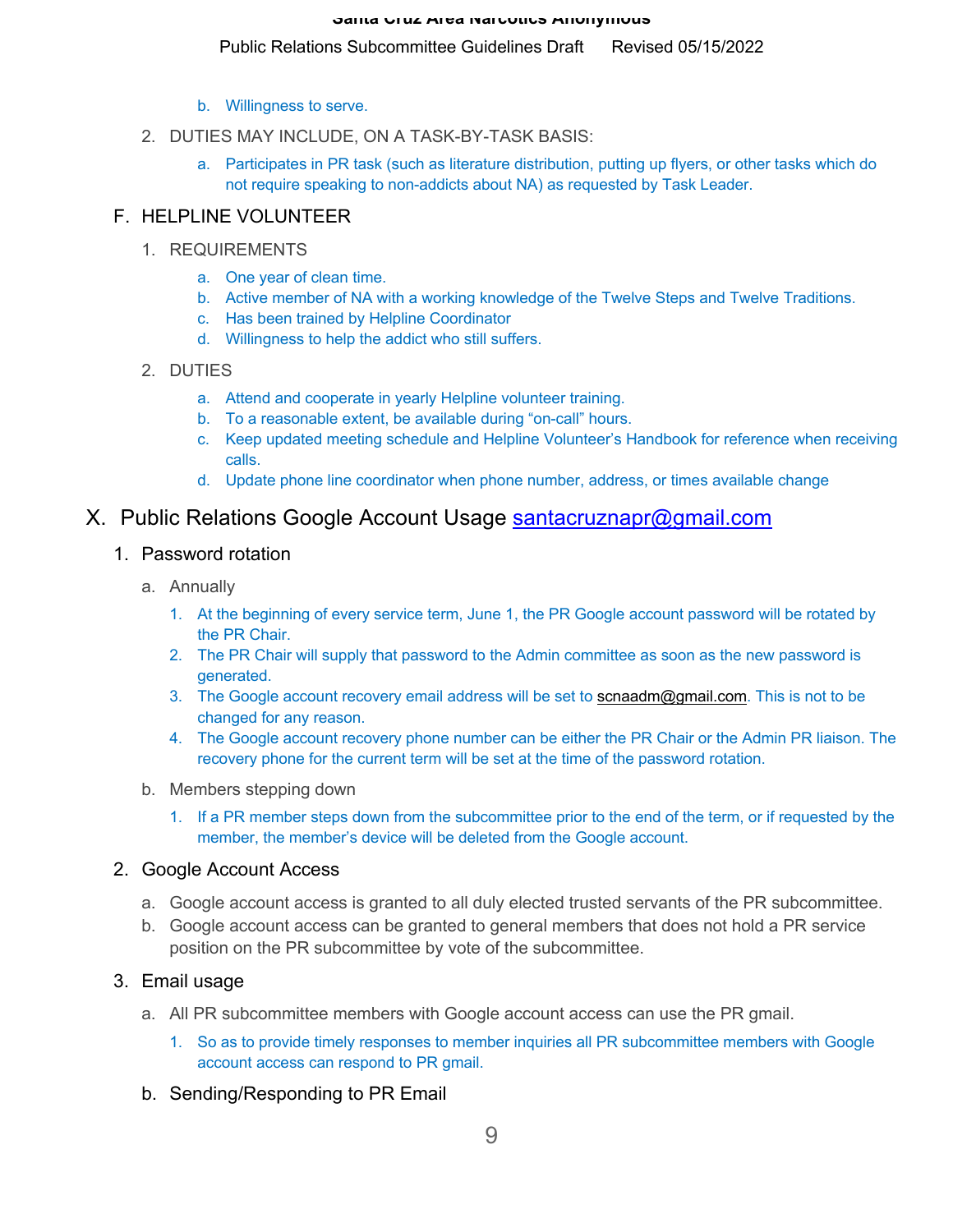b. Willingness to serve.

2. DUTIES MAY INCLUDE, ON A TASK-BY-TASK BASIS:
   a. Participates in PR task (such as literature distribution, putting up flyers, or other tasks which do not require speaking to non-addicts about NA) as requested by Task Leader.

### F. HELPLINE VOLUNTEER

1. REQUIREMENTS
   a. One year of clean time.
   b. Active member of NA with a working knowledge of the Twelve Steps and Twelve Traditions.
   c. Has been trained by Helpline Coordinator
   d. Willingness to help the addict who still suffers.

2. DUTIES
   a. Attend and cooperate in yearly Helpline volunteer training.
   b. To a reasonable extent, be available during "on-call" hours.
   c. Keep updated meeting schedule and Helpline Volunteer's Handbook for reference when receiving calls.
   d. Update phone line coordinator when phone number, address, or times available change

## X. Public Relations Google Account Usage santacruznapr@gmail.com

### 1. Password rotation

a. Annually
   1. At the beginning of every service term, June 1, the PR Google account password will be rotated by the PR Chair.
   2. The PR Chair will supply that password to the Admin committee as soon as the new password is generated.
   3. The Google account recovery email address will be set to scnaadm@gmail.com. This is not to be changed for any reason.
   4. The Google account recovery phone number can be either the PR Chair or the Admin PR liaison. The recovery phone for the current term will be set at the time of the password rotation.

b. Members stepping down
   1. If a PR member steps down from the subcommittee prior to the end of the term, or if requested by the member, the member's device will be deleted from the Google account.

### 2. Google Account Access

a. Google account access is granted to all duly elected trusted servants of the PR subcommittee.
b. Google account access can be granted to general members that does not hold a PR service position on the PR subcommittee by vote of the subcommittee.

### 3. Email usage

a. All PR subcommittee members with Google account access can use the PR gmail.
   1. So as to provide timely responses to member inquiries all PR subcommittee members with Google account access can respond to PR gmail.

b. Sending/Responding to PR Email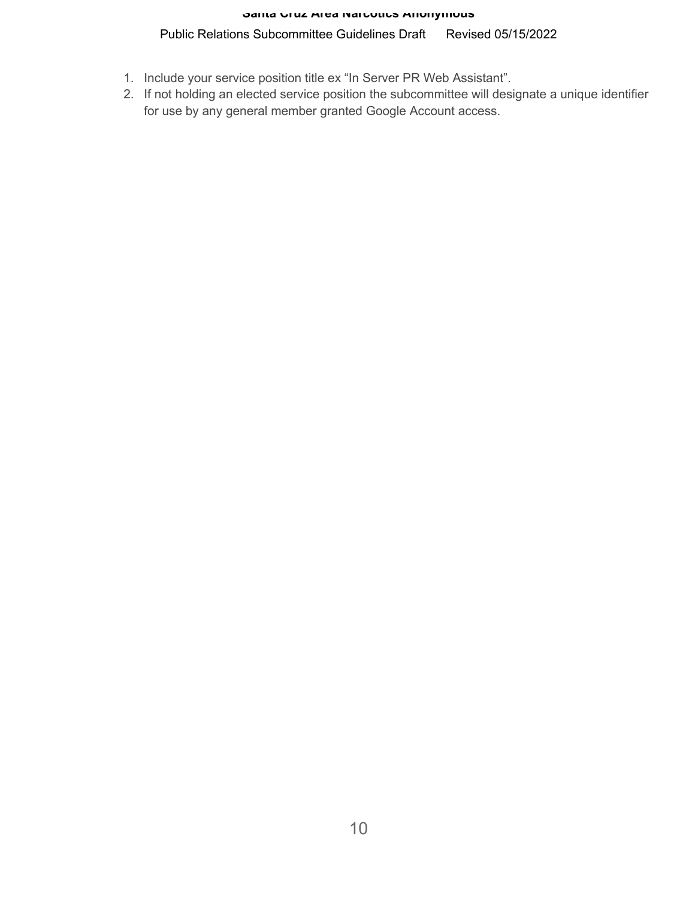1. Include your service position title ex “In Server PR Web Assistant”.
2. If not holding an elected service position the subcommittee will designate a unique identifier for use by any general member granted Google Account access.